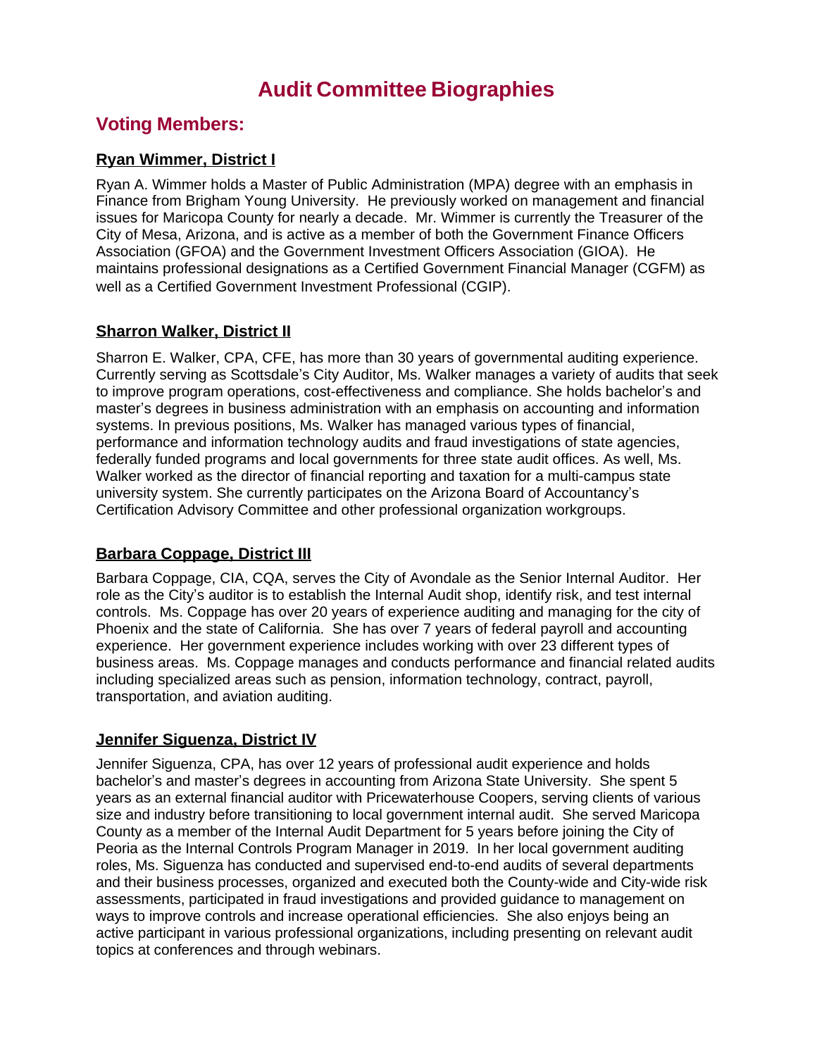# Audit Committee Biographies

## Voting Members:

### Ryan Wimmer, District I

Ryan A. Wimmer holds a Master of Public Administration (MPA) degree with an emphasis in Finance from Brigham Young University. He previously worked on management and financial issues for Maricopa County for nearly a decade. Mr. Wimmer is currently the Treasurer of the City of Mesa, Arizona, and is active as a member of both the Government Finance Officers Association (GFOA) and the Government Investment Officers Association (GIOA). He maintains professional designations as a Certified Government Financial Manager (CGFM) as well as a Certified Government Investment Professional (CGIP).

### Sharron Walker, District II

Sharron E. Walker, CPA, CFE, has more than 30 years of governmental auditing experience. Currently serving as Scottsdale's City Auditor, Ms. Walker manages a variety of audits that seek to improve program operations, cost-effectiveness and compliance. She holds bachelor's and master's degrees in business administration with an emphasis on accounting and information systems. In previous positions, Ms. Walker has managed various types of financial, performance and information technology audits and fraud investigations of state agencies, federally funded programs and local governments for three state audit offices. As well, Ms. Walker worked as the director of financial reporting and taxation for a multi-campus state university system. She currently participates on the Arizona Board of Accountancy's Certification Advisory Committee and other professional organization workgroups.

### Barbara Coppage, District III

Barbara Coppage, CIA, CQA, serves the City of Avondale as the Senior Internal Auditor. Her role as the City's auditor is to establish the Internal Audit shop, identify risk, and test internal controls. Ms. Coppage has over 20 years of experience auditing and managing for the city of Phoenix and the state of California. She has over 7 years of federal payroll and accounting experience. Her government experience includes working with over 23 different types of business areas. Ms. Coppage manages and conducts performance and financial related audits including specialized areas such as pension, information technology, contract, payroll, transportation, and aviation auditing.

### Jennifer Siguenza, District IV

Jennifer Siguenza, CPA, has over 12 years of professional audit experience and holds bachelor's and master's degrees in accounting from Arizona State University. She spent 5 years as an external financial auditor with Pricewaterhouse Coopers, serving clients of various size and industry before transitioning to local government internal audit. She served Maricopa County as a member of the Internal Audit Department for 5 years before joining the City of Peoria as the Internal Controls Program Manager in 2019. In her local government auditing roles, Ms. Siguenza has conducted and supervised end-to-end audits of several departments and their business processes, organized and executed both the County-wide and City-wide risk assessments, participated in fraud investigations and provided guidance to management on ways to improve controls and increase operational efficiencies. She also enjoys being an active participant in various professional organizations, including presenting on relevant audit topics at conferences and through webinars.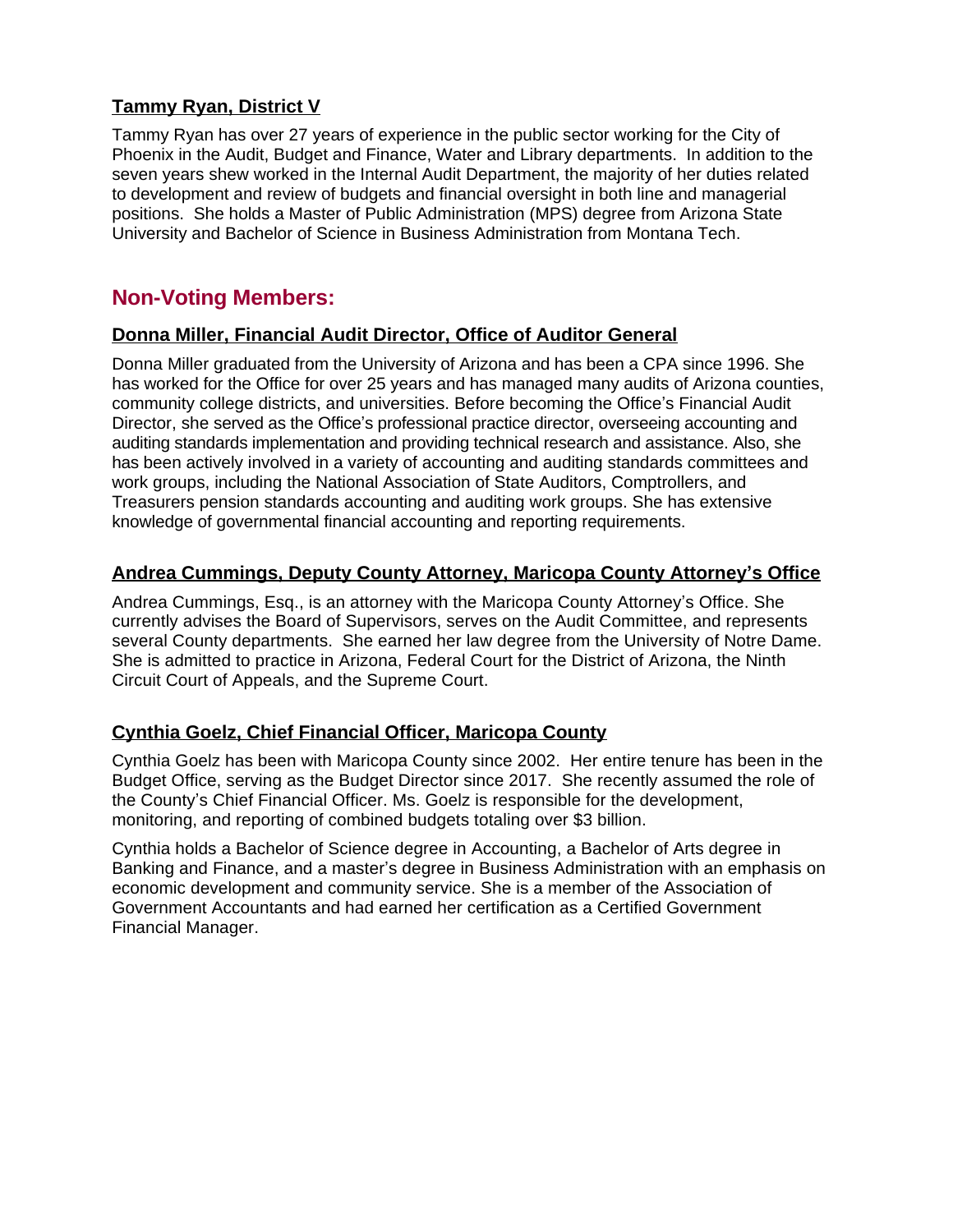### Tammy Ryan, District V

Tammy Ryan has over 27 years of experience in the public sector working for the City of Phoenix in the Audit, Budget and Finance, Water and Library departments. In addition to the seven years shew worked in the Internal Audit Department, the majority of her duties related to development and review of budgets and financial oversight in both line and managerial positions. She holds a Master of Public Administration (MPS) degree from Arizona State University and Bachelor of Science in Business Administration from Montana Tech.

## Non-Voting Members:

### Donna Miller, Financial Audit Director, Office of Auditor General

Donna Miller graduated from the University of Arizona and has been a CPA since 1996. She has worked for the Office for over 25 years and has managed many audits of Arizona counties, community college districts, and universities. Before becoming the Office's Financial Audit Director, she served as the Office's professional practice director, overseeing accounting and auditing standards implementation and providing technical research and assistance. Also, she has been actively involved in a variety of accounting and auditing standards committees and work groups, including the National Association of State Auditors, Comptrollers, and Treasurers pension standards accounting and auditing work groups. She has extensive knowledge of governmental financial accounting and reporting requirements.

### Andrea Cummings, Deputy County Attorney, Maricopa County Attorney's Office

Andrea Cummings, Esq., is an attorney with the Maricopa County Attorney's Office. She currently advises the Board of Supervisors, serves on the Audit Committee, and represents several County departments. She earned her law degree from the University of Notre Dame. She is admitted to practice in Arizona, Federal Court for the District of Arizona, the Ninth Circuit Court of Appeals, and the Supreme Court.

### Cynthia Goelz, Chief Financial Officer, Maricopa County

Cynthia Goelz has been with Maricopa County since 2002. Her entire tenure has been in the Budget Office, serving as the Budget Director since 2017. She recently assumed the role of the County's Chief Financial Officer. Ms. Goelz is responsible for the development, monitoring, and reporting of combined budgets totaling over $3 billion.

Cynthia holds a Bachelor of Science degree in Accounting, a Bachelor of Arts degree in Banking and Finance, and a master's degree in Business Administration with an emphasis on economic development and community service. She is a member of the Association of Government Accountants and had earned her certification as a Certified Government Financial Manager.